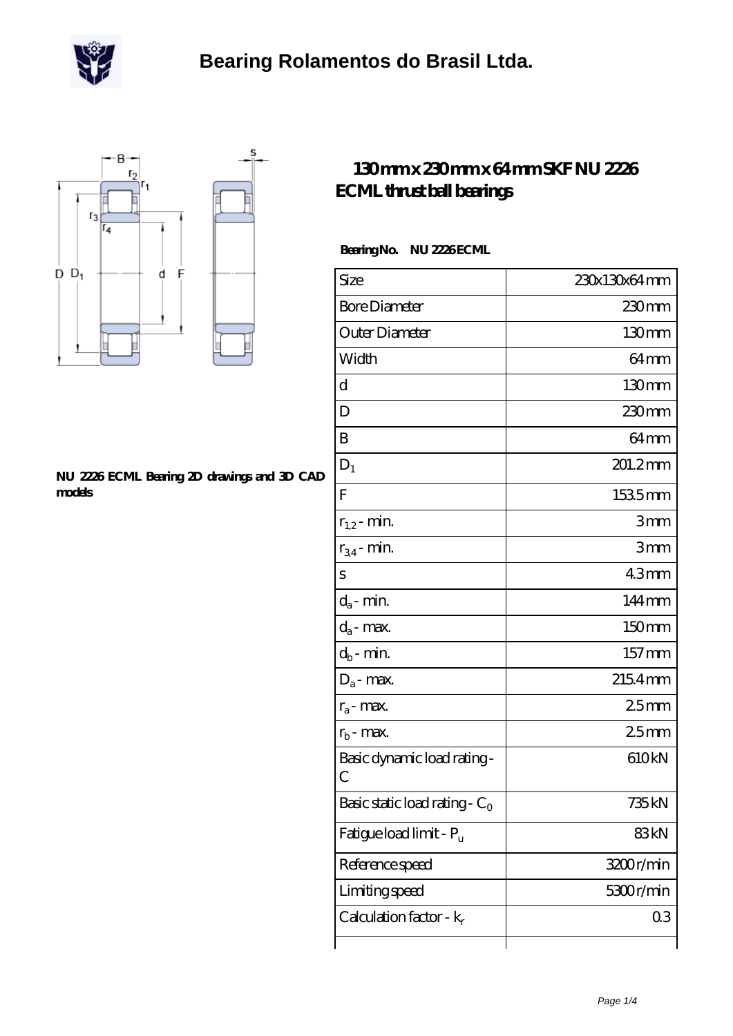# Bearing Rolamentos do Brasil Ltda.

## 130mm x 230mm x 64mm SKF NU 2226 ECML thrust ball bearings

**NU 2226 ECML Bearing 2D drawings and 3D CAD models**

**Bearing No.** **NU 2226 ECML**

| | |
|---|---|
| Size | 230x130x64 mm |
| Bore Diameter | 230 mm |
| Outer Diameter | 130 mm |
| Width | 64 mm |
| d | 130 mm |
| D | 230 mm |
| B | 64 mm |
| $D_1$ | 201.2 mm |
| F | 153.5 mm |
| $r_{1,2}$ - min. | 3 mm |
| $r_{3,4}$ - min. | 3 mm |
| s | 4.3 mm |
| $d_a$ - min. | 144 mm |
| $d_a$ - max. | 150 mm |
| $d_b$ - min. | 157 mm |
| $D_a$ - max. | 215.4 mm |
| $r_a$ - max. | 2.5 mm |
| $r_b$ - max. | 2.5 mm |
| Basic dynamic load rating - C | 610 kN |
| Basic static load rating - $C_0$ | 735 kN |
| Fatigue load limit - $P_u$ | 83 kN |
| Reference speed | 3200 r/min |
| Limiting speed | 5300 r/min |
| Calculation factor - $k_r$ | 0.3 |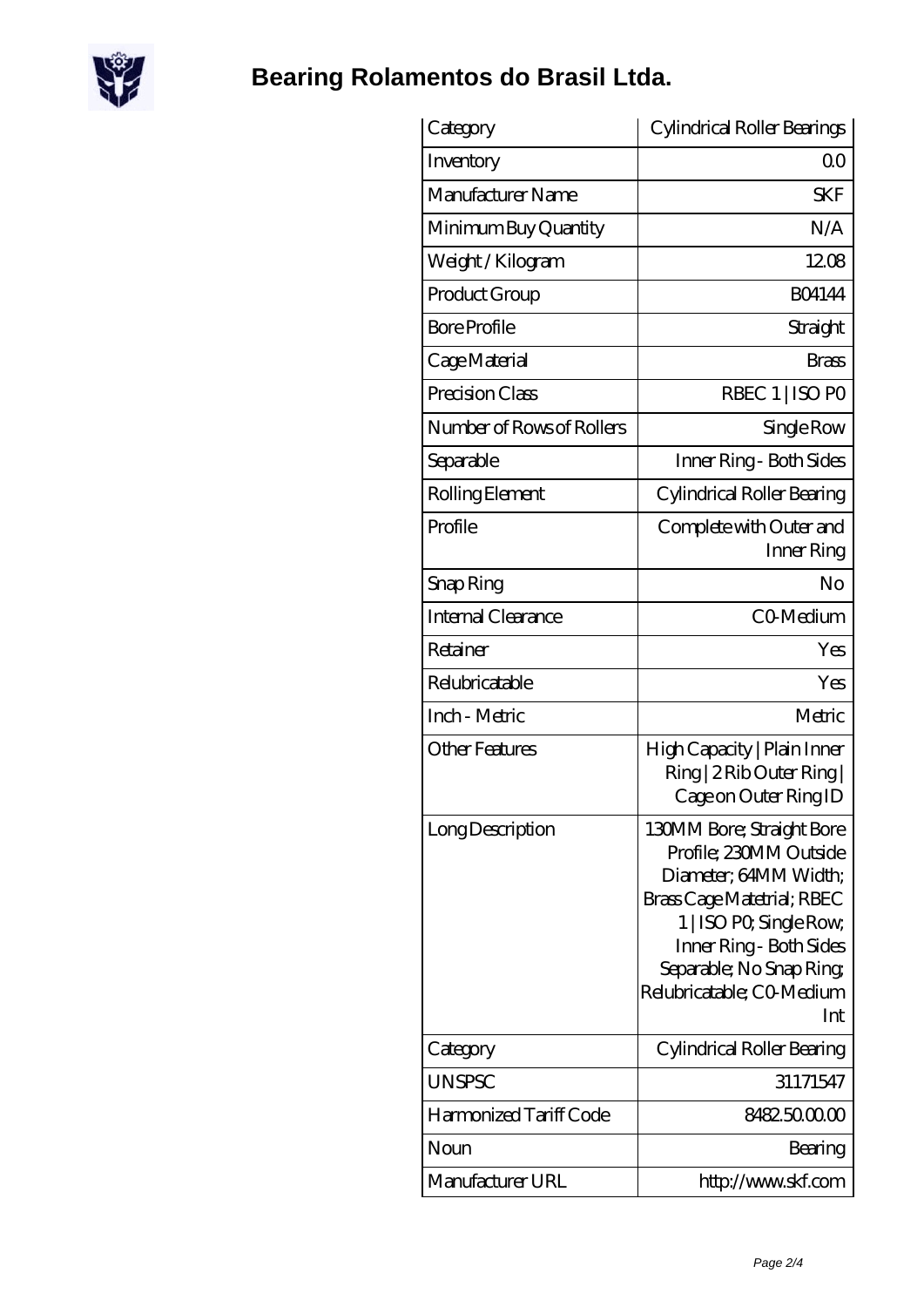# Bearing Rolamentos do Brasil Ltda.

| Category | Cylindrical Roller Bearings |
| --- | --- |
| Inventory | 0.0 |
| Manufacturer Name | SKF |
| Minimum Buy Quantity | N/A |
| Weight / Kilogram | 12.08 |
| Product Group | B04144 |
| Bore Profile | Straight |
| Cage Material | Brass |
| Precision Class | RBEC 1 \| ISO P0 |
| Number of Rows of Rollers | Single Row |
| Separable | Inner Ring - Both Sides |
| Rolling Element | Cylindrical Roller Bearing |
| Profile | Complete with Outer and Inner Ring |
| Snap Ring | No |
| Internal Clearance | C0-Medium |
| Retainer | Yes |
| Relubricatable | Yes |
| Inch - Metric | Metric |
| Other Features | High Capacity \| Plain Inner Ring \| 2 Rib Outer Ring \| Cage on Outer Ring ID |
| Long Description | 130MM Bore; Straight Bore Profile; 230MM Outside Diameter; 64MM Width; Brass Cage Matetrial; RBEC 1 \| ISO P0; Single Row; Inner Ring - Both Sides Separable; No Snap Ring; Relubricatable; C0-Medium Int |
| Category | Cylindrical Roller Bearing |
| UNSPSC | 31171547 |
| Harmonized Tariff Code | 8482.50.00.00 |
| Noun | Bearing |
| Manufacturer URL | http://www.skf.com |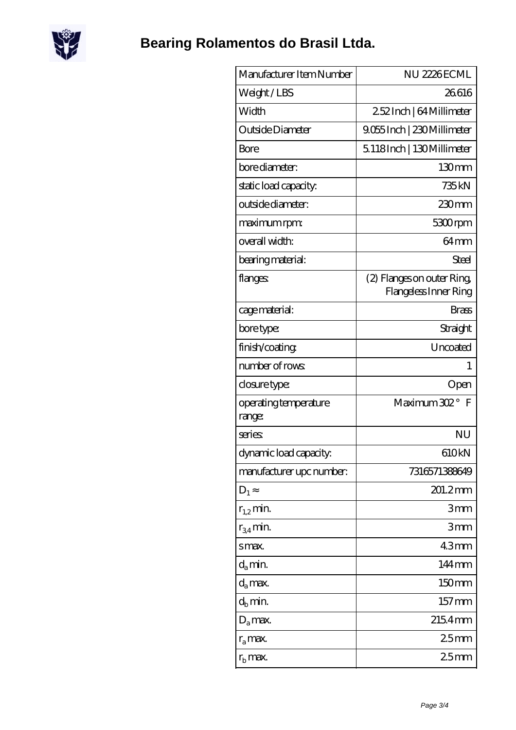# Bearing Rolamentos do Brasil Ltda.

| Manufacturer Item Number | NU 2226 ECML |
|---|---|
| Weight / LBS | 26.616 |
| Width | 2.52 Inch \| 64 Millimeter |
| Outside Diameter | 9.055 Inch \| 230 Millimeter |
| Bore | 5.118 Inch \| 130 Millimeter |
| bore diameter: | 130 mm |
| static load capacity: | 735 kN |
| outside diameter: | 230 mm |
| maximum rpm: | 5300 rpm |
| overall width: | 64 mm |
| bearing material: | Steel |
| flanges: | (2) Flanges on outer Ring, Flangeless Inner Ring |
| cage material: | Brass |
| bore type: | Straight |
| finish/coating: | Uncoated |
| number of rows: | 1 |
| closure type: | Open |
| operating temperature range: | Maximum 302 ° F |
| series: | NU |
| dynamic load capacity: | 610 kN |
| manufacturer upc number: | 7316571388649 |
| $D_1 \approx$ | 201.2 mm |
| $r_{1,2}$ min. | 3 mm |
| $r_{3,4}$ min. | 3 mm |
| s max. | 4.3 mm |
| $d_a$ min. | 144 mm |
| $d_a$ max. | 150 mm |
| $d_b$ min. | 157 mm |
| $D_a$ max. | 215.4 mm |
| $r_a$ max. | 2.5 mm |
| $r_b$ max. | 2.5 mm |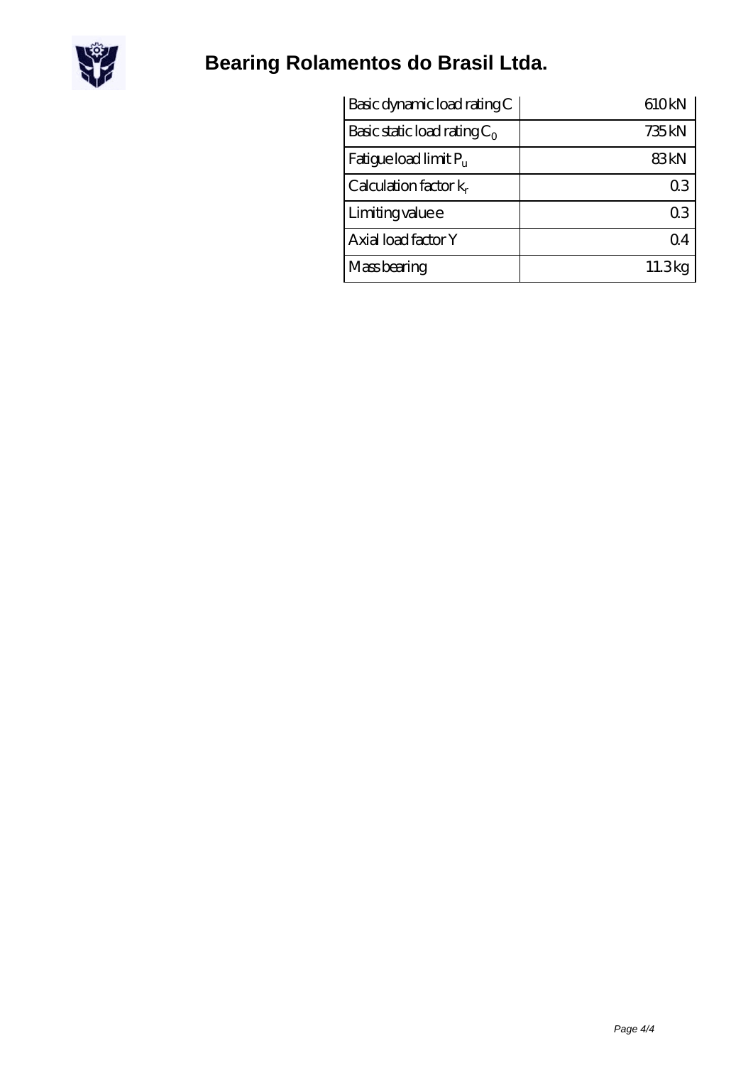| | |
|---|---|
| Basic dynamic load rating C | 610 kN |
| Basic static load rating $C_0$ | 735 kN |
| Fatigue load limit $P_u$ | 83 kN |
| Calculation factor $k_r$ | 0.3 |
| Limiting value e | 0.3 |
| Axial load factor Y | 0.4 |
| Mass bearing | 11.3 kg |